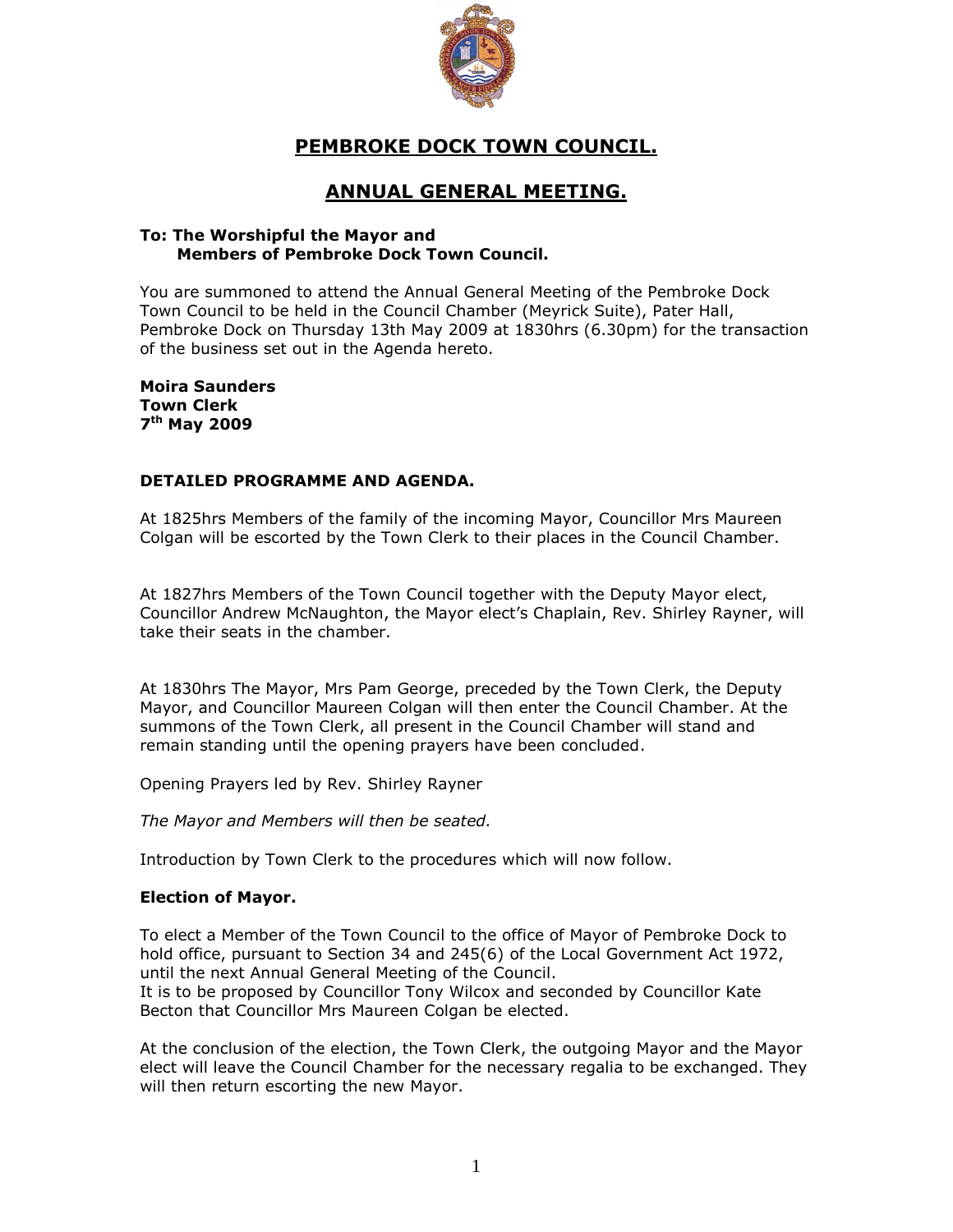# PEMBROKE DOCK TOWN COUNCIL.

## ANNUAL GENERAL MEETING.

**To: The Worshipful the Mayor and**
**Members of Pembroke Dock Town Council.**

You are summoned to attend the Annual General Meeting of the Pembroke Dock Town Council to be held in the Council Chamber (Meyrick Suite), Pater Hall, Pembroke Dock on Thursday 13th May 2009 at 1830hrs (6.30pm) for the transaction of the business set out in the Agenda hereto.

**Moira Saunders**
**Town Clerk**
**7th May 2009**

### DETAILED PROGRAMME AND AGENDA.

At 1825hrs Members of the family of the incoming Mayor, Councillor Mrs Maureen Colgan will be escorted by the Town Clerk to their places in the Council Chamber.

At 1827hrs Members of the Town Council together with the Deputy Mayor elect, Councillor Andrew McNaughton, the Mayor elect's Chaplain, Rev. Shirley Rayner, will take their seats in the chamber.

At 1830hrs The Mayor, Mrs Pam George, preceded by the Town Clerk, the Deputy Mayor, and Councillor Maureen Colgan will then enter the Council Chamber. At the summons of the Town Clerk, all present in the Council Chamber will stand and remain standing until the opening prayers have been concluded.

Opening Prayers led by Rev. Shirley Rayner

*The Mayor and Members will then be seated.*

Introduction by Town Clerk to the procedures which will now follow.

**Election of Mayor.**

To elect a Member of the Town Council to the office of Mayor of Pembroke Dock to hold office, pursuant to Section 34 and 245(6) of the Local Government Act 1972, until the next Annual General Meeting of the Council.
It is to be proposed by Councillor Tony Wilcox and seconded by Councillor Kate Becton that Councillor Mrs Maureen Colgan be elected.

At the conclusion of the election, the Town Clerk, the outgoing Mayor and the Mayor elect will leave the Council Chamber for the necessary regalia to be exchanged. They will then return escorting the new Mayor.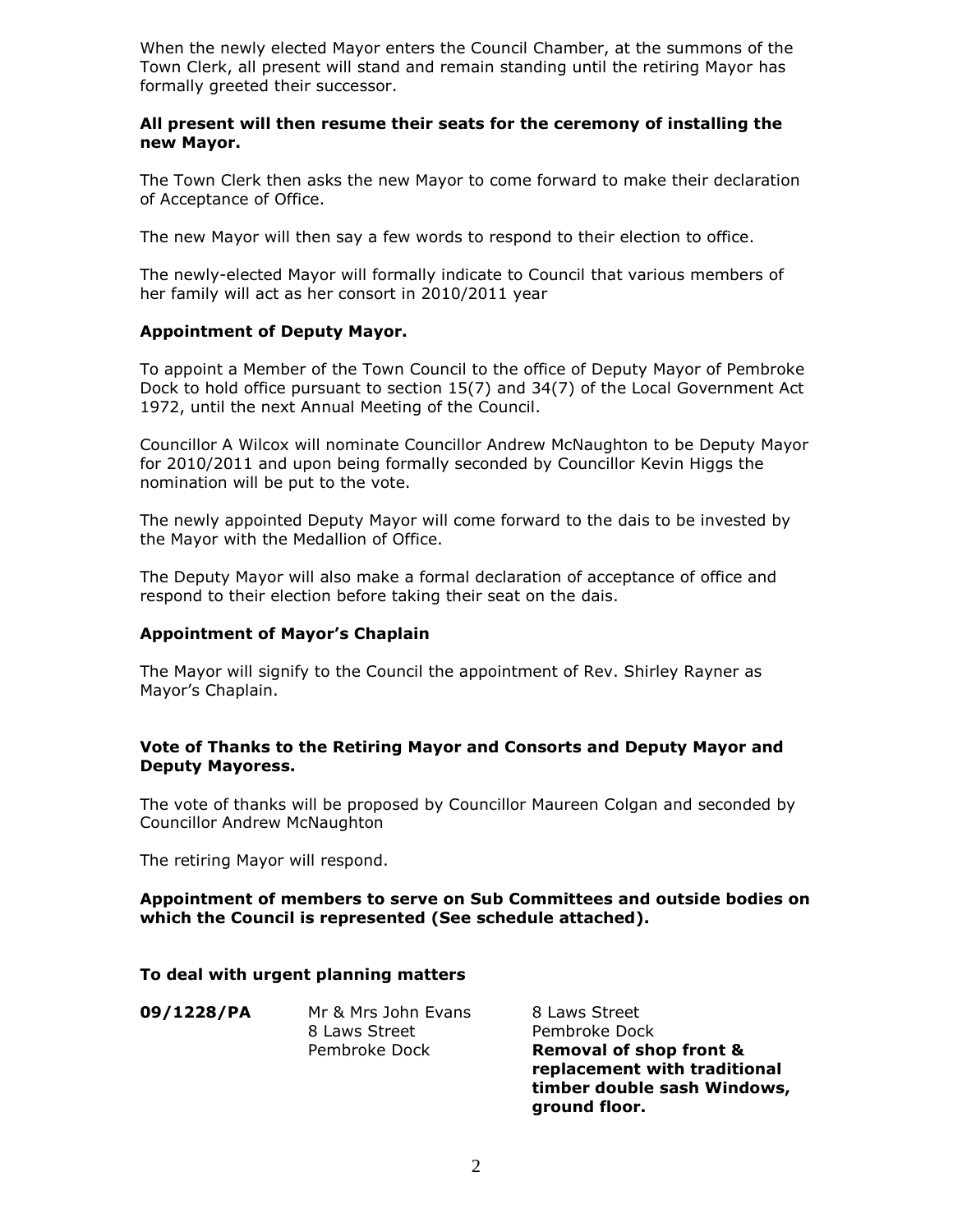When the newly elected Mayor enters the Council Chamber, at the summons of the Town Clerk, all present will stand and remain standing until the retiring Mayor has formally greeted their successor.

**All present will then resume their seats for the ceremony of installing the new Mayor.**

The Town Clerk then asks the new Mayor to come forward to make their declaration of Acceptance of Office.

The new Mayor will then say a few words to respond to their election to office.

The newly-elected Mayor will formally indicate to Council that various members of her family will act as her consort in 2010/2011 year

**Appointment of Deputy Mayor.**

To appoint a Member of the Town Council to the office of Deputy Mayor of Pembroke Dock to hold office pursuant to section 15(7) and 34(7) of the Local Government Act 1972, until the next Annual Meeting of the Council.

Councillor A Wilcox will nominate Councillor Andrew McNaughton to be Deputy Mayor for 2010/2011 and upon being formally seconded by Councillor Kevin Higgs the nomination will be put to the vote.

The newly appointed Deputy Mayor will come forward to the dais to be invested by the Mayor with the Medallion of Office.

The Deputy Mayor will also make a formal declaration of acceptance of office and respond to their election before taking their seat on the dais.

**Appointment of Mayor's Chaplain**

The Mayor will signify to the Council the appointment of Rev. Shirley Rayner as Mayor's Chaplain.

**Vote of Thanks to the Retiring Mayor and Consorts and Deputy Mayor and Deputy Mayoress.**

The vote of thanks will be proposed by Councillor Maureen Colgan and seconded by Councillor Andrew McNaughton

The retiring Mayor will respond.

**Appointment of members to serve on Sub Committees and outside bodies on which the Council is represented (See schedule attached).**

**To deal with urgent planning matters**

| | | |
|---|---|---|
| **09/1228/PA** | Mr & Mrs John Evans<br>8 Laws Street<br>Pembroke Dock | 8 Laws Street<br>Pembroke Dock<br>**Removal of shop front & replacement with traditional timber double sash Windows, ground floor.** |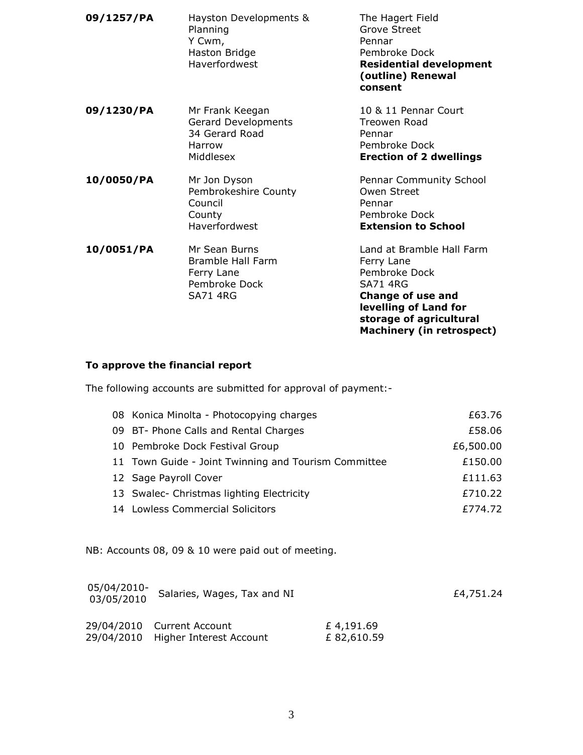| | | |
|---|---|---|
| **09/1257/PA** | Hayston Developments & Planning<br>Y Cwm,<br>Haston Bridge<br>Haverfordwest | The Hagert Field<br>Grove Street<br>Pennar<br>Pembroke Dock<br>**Residential development (outline) Renewal consent** |
| **09/1230/PA** | Mr Frank Keegan<br>Gerard Developments<br>34 Gerard Road<br>Harrow<br>Middlesex | 10 & 11 Pennar Court<br>Treowen Road<br>Pennar<br>Pembroke Dock<br>**Erection of 2 dwellings** |
| **10/0050/PA** | Mr Jon Dyson<br>Pembrokeshire County Council<br>County<br>Haverfordwest | Pennar Community School<br>Owen Street<br>Pennar<br>Pembroke Dock<br>**Extension to School** |
| **10/0051/PA** | Mr Sean Burns<br>Bramble Hall Farm<br>Ferry Lane<br>Pembroke Dock<br>SA71 4RG | Land at Bramble Hall Farm<br>Ferry Lane<br>Pembroke Dock<br>SA71 4RG<br>**Change of use and levelling of Land for storage of agricultural Machinery (in retrospect)** |

**To approve the financial report**

The following accounts are submitted for approval of payment:-

| | | |
|---|---|---|
| 08 | Konica Minolta - Photocopying charges | £63.76 |
| 09 | BT- Phone Calls and Rental Charges | £58.06 |
| 10 | Pembroke Dock Festival Group | £6,500.00 |
| 11 | Town Guide - Joint Twinning and Tourism Committee | £150.00 |
| 12 | Sage Payroll Cover | £111.63 |
| 13 | Swalec- Christmas lighting Electricity | £710.22 |
| 14 | Lowless Commercial Solicitors | £774.72 |

NB: Accounts 08, 09 & 10 were paid out of meeting.

| | | | |
|---|---|---|---|
| 05/04/2010- 03/05/2010 | Salaries, Wages, Tax and NI | | £4,751.24 |
| 29/04/2010 | Current Account | £ 4,191.69 | |
| 29/04/2010 | Higher Interest Account | £ 82,610.59 | |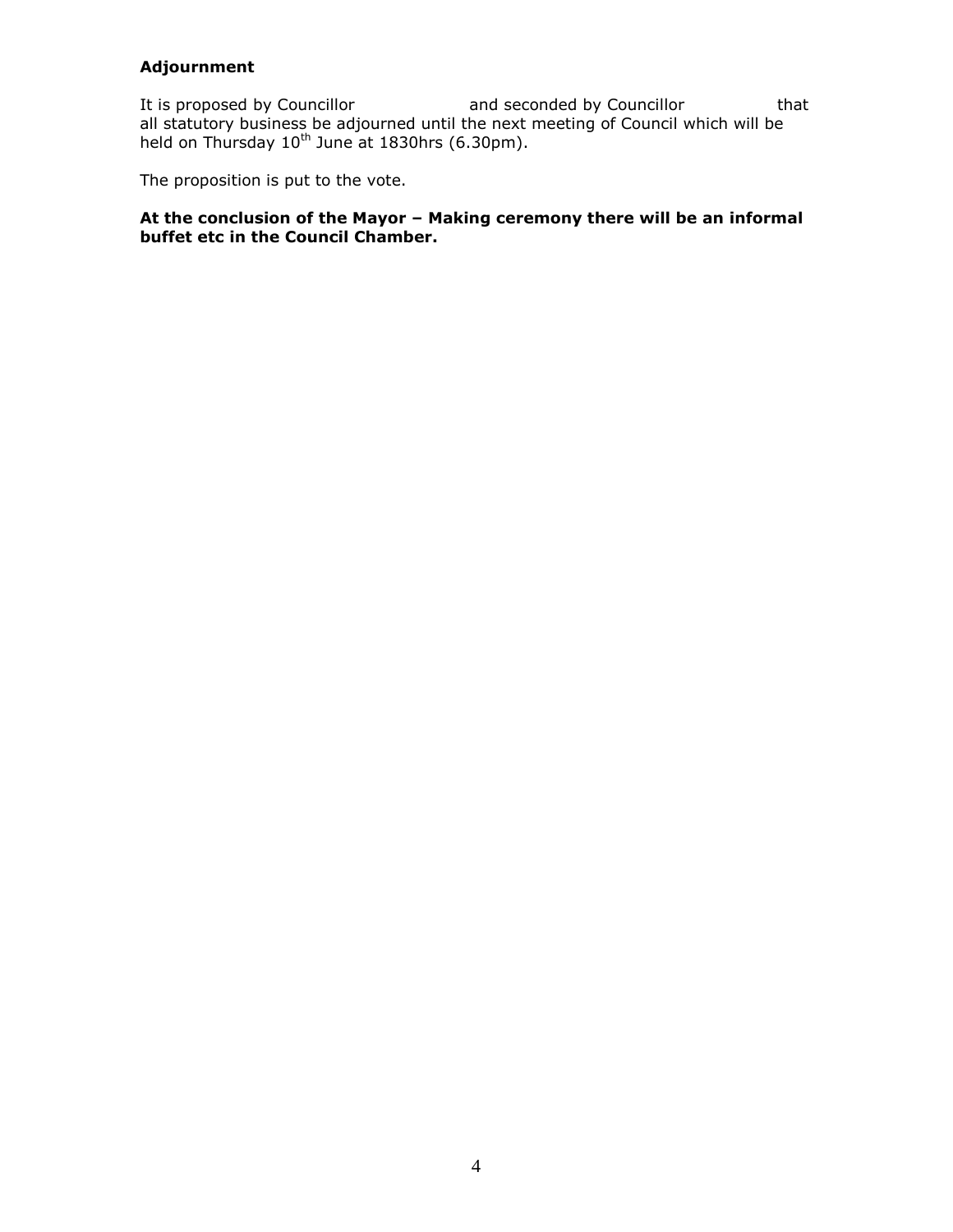**Adjournment**

It is proposed by Councillor and seconded by Councillor that all statutory business be adjourned until the next meeting of Council which will be held on Thursday 10th June at 1830hrs (6.30pm).

The proposition is put to the vote.

**At the conclusion of the Mayor – Making ceremony there will be an informal buffet etc in the Council Chamber.**